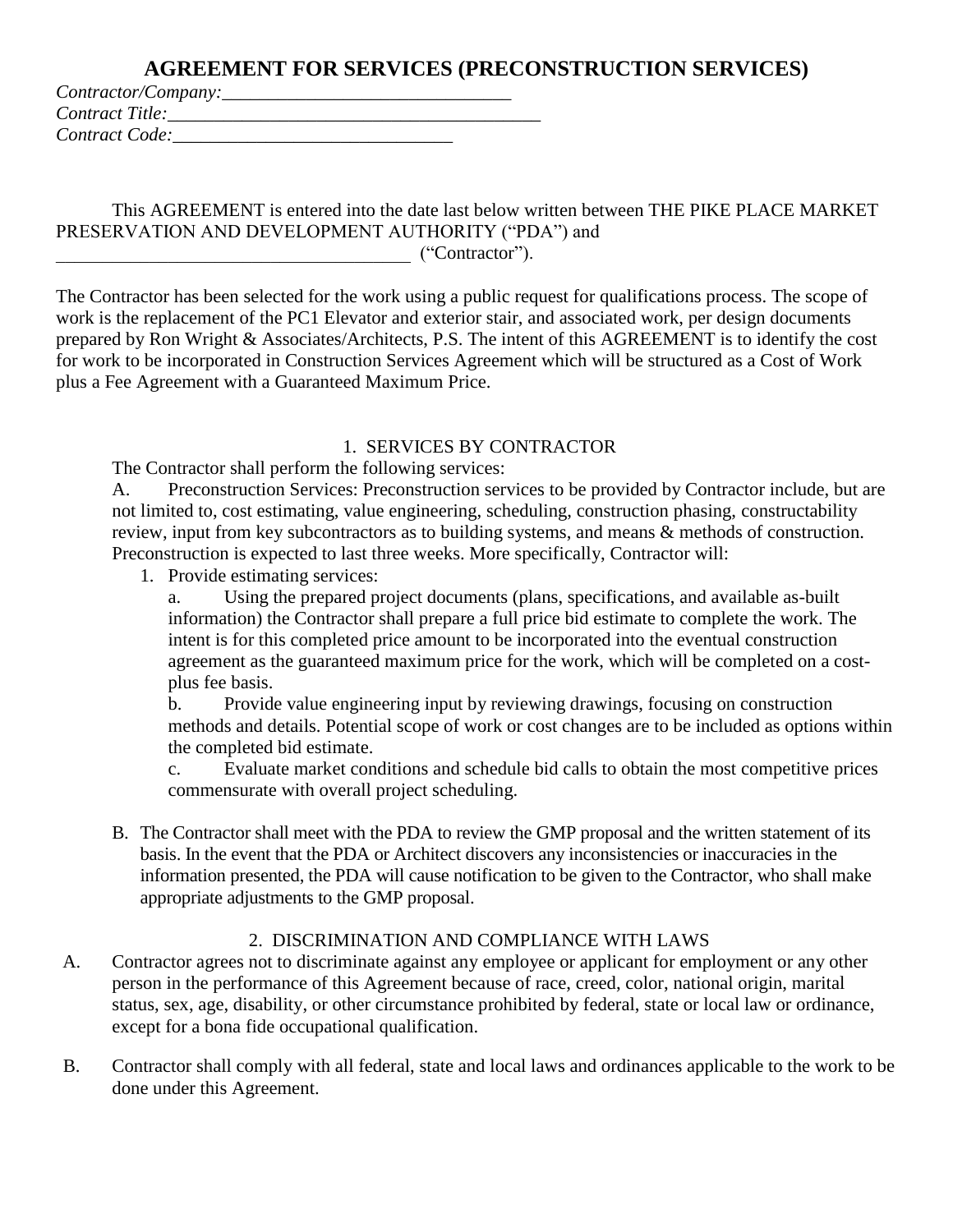# AGREEMENT FOR SERVICES (PRECONSTRUCTION SERVICES)

*Contractor/Company:*\_\_\_\_\_\_\_\_\_\_\_\_\_\_\_\_\_\_\_\_\_\_\_\_\_\_\_\_\_\_\_\_
*Contract Title:*\_\_\_\_\_\_\_\_\_\_\_\_\_\_\_\_\_\_\_\_\_\_\_\_\_\_\_\_\_\_\_\_\_\_\_\_\_\_\_\_
*Contract Code:*\_\_\_\_\_\_\_\_\_\_\_\_\_\_\_\_\_\_\_\_\_\_\_\_\_\_\_\_\_\_

This AGREEMENT is entered into the date last below written between THE PIKE PLACE MARKET PRESERVATION AND DEVELOPMENT AUTHORITY ("PDA") and \_\_\_\_\_\_\_\_\_\_\_\_\_\_\_\_\_\_\_\_\_\_\_\_\_\_\_\_\_\_\_\_\_\_\_\_\_\_ ("Contractor").

The Contractor has been selected for the work using a public request for qualifications process. The scope of work is the replacement of the PC1 Elevator and exterior stair, and associated work, per design documents prepared by Ron Wright & Associates/Architects, P.S. The intent of this AGREEMENT is to identify the cost for work to be incorporated in Construction Services Agreement which will be structured as a Cost of Work plus a Fee Agreement with a Guaranteed Maximum Price.

## 1. SERVICES BY CONTRACTOR

The Contractor shall perform the following services:

A. Preconstruction Services: Preconstruction services to be provided by Contractor include, but are not limited to, cost estimating, value engineering, scheduling, construction phasing, constructability review, input from key subcontractors as to building systems, and means & methods of construction. Preconstruction is expected to last three weeks. More specifically, Contractor will:

1. Provide estimating services:

   a. Using the prepared project documents (plans, specifications, and available as-built information) the Contractor shall prepare a full price bid estimate to complete the work. The intent is for this completed price amount to be incorporated into the eventual construction agreement as the guaranteed maximum price for the work, which will be completed on a cost-plus fee basis.

   b. Provide value engineering input by reviewing drawings, focusing on construction methods and details. Potential scope of work or cost changes are to be included as options within the completed bid estimate.

   c. Evaluate market conditions and schedule bid calls to obtain the most competitive prices commensurate with overall project scheduling.

B. The Contractor shall meet with the PDA to review the GMP proposal and the written statement of its basis. In the event that the PDA or Architect discovers any inconsistencies or inaccuracies in the information presented, the PDA will cause notification to be given to the Contractor, who shall make appropriate adjustments to the GMP proposal.

## 2. DISCRIMINATION AND COMPLIANCE WITH LAWS

A. Contractor agrees not to discriminate against any employee or applicant for employment or any other person in the performance of this Agreement because of race, creed, color, national origin, marital status, sex, age, disability, or other circumstance prohibited by federal, state or local law or ordinance, except for a bona fide occupational qualification.

B. Contractor shall comply with all federal, state and local laws and ordinances applicable to the work to be done under this Agreement.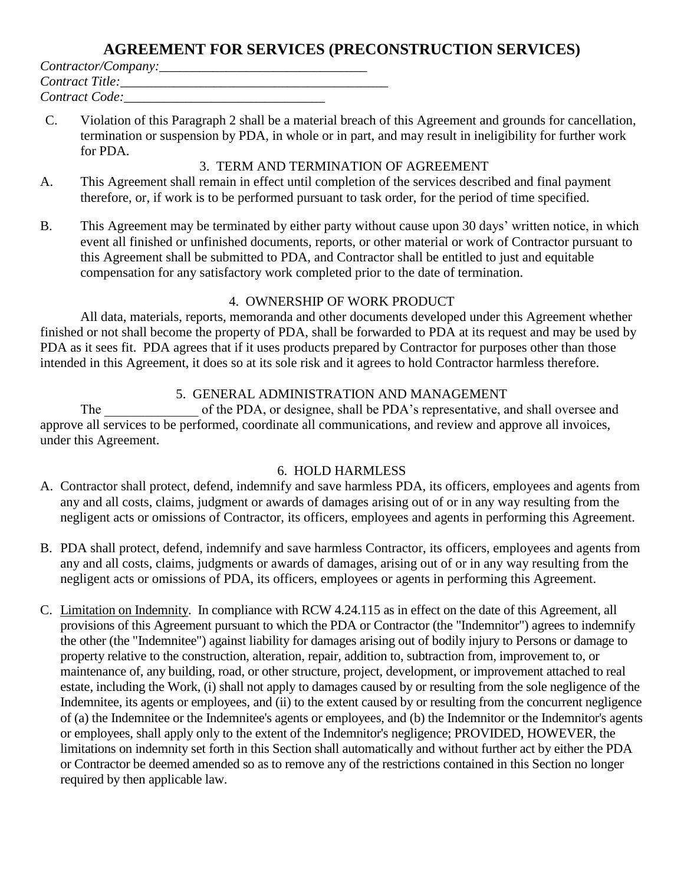C. Violation of this Paragraph 2 shall be a material breach of this Agreement and grounds for cancellation, termination or suspension by PDA, in whole or in part, and may result in ineligibility for further work for PDA.

### 3. TERM AND TERMINATION OF AGREEMENT

A. This Agreement shall remain in effect until completion of the services described and final payment therefore, or, if work is to be performed pursuant to task order, for the period of time specified.

B. This Agreement may be terminated by either party without cause upon 30 days' written notice, in which event all finished or unfinished documents, reports, or other material or work of Contractor pursuant to this Agreement shall be submitted to PDA, and Contractor shall be entitled to just and equitable compensation for any satisfactory work completed prior to the date of termination.

### 4. OWNERSHIP OF WORK PRODUCT

All data, materials, reports, memoranda and other documents developed under this Agreement whether finished or not shall become the property of PDA, shall be forwarded to PDA at its request and may be used by PDA as it sees fit. PDA agrees that if it uses products prepared by Contractor for purposes other than those intended in this Agreement, it does so at its sole risk and it agrees to hold Contractor harmless therefore.

### 5. GENERAL ADMINISTRATION AND MANAGEMENT

The ______________ of the PDA, or designee, shall be PDA's representative, and shall oversee and approve all services to be performed, coordinate all communications, and review and approve all invoices, under this Agreement.

### 6. HOLD HARMLESS

A. Contractor shall protect, defend, indemnify and save harmless PDA, its officers, employees and agents from any and all costs, claims, judgment or awards of damages arising out of or in any way resulting from the negligent acts or omissions of Contractor, its officers, employees and agents in performing this Agreement.

B. PDA shall protect, defend, indemnify and save harmless Contractor, its officers, employees and agents from any and all costs, claims, judgments or awards of damages, arising out of or in any way resulting from the negligent acts or omissions of PDA, its officers, employees or agents in performing this Agreement.

C. Limitation on Indemnity. In compliance with RCW 4.24.115 as in effect on the date of this Agreement, all provisions of this Agreement pursuant to which the PDA or Contractor (the "Indemnitor") agrees to indemnify the other (the "Indemnitee") against liability for damages arising out of bodily injury to Persons or damage to property relative to the construction, alteration, repair, addition to, subtraction from, improvement to, or maintenance of, any building, road, or other structure, project, development, or improvement attached to real estate, including the Work, (i) shall not apply to damages caused by or resulting from the sole negligence of the Indemnitee, its agents or employees, and (ii) to the extent caused by or resulting from the concurrent negligence of (a) the Indemnitee or the Indemnitee's agents or employees, and (b) the Indemnitor or the Indemnitor's agents or employees, shall apply only to the extent of the Indemnitor's negligence; PROVIDED, HOWEVER, the limitations on indemnity set forth in this Section shall automatically and without further act by either the PDA or Contractor be deemed amended so as to remove any of the restrictions contained in this Section no longer required by then applicable law.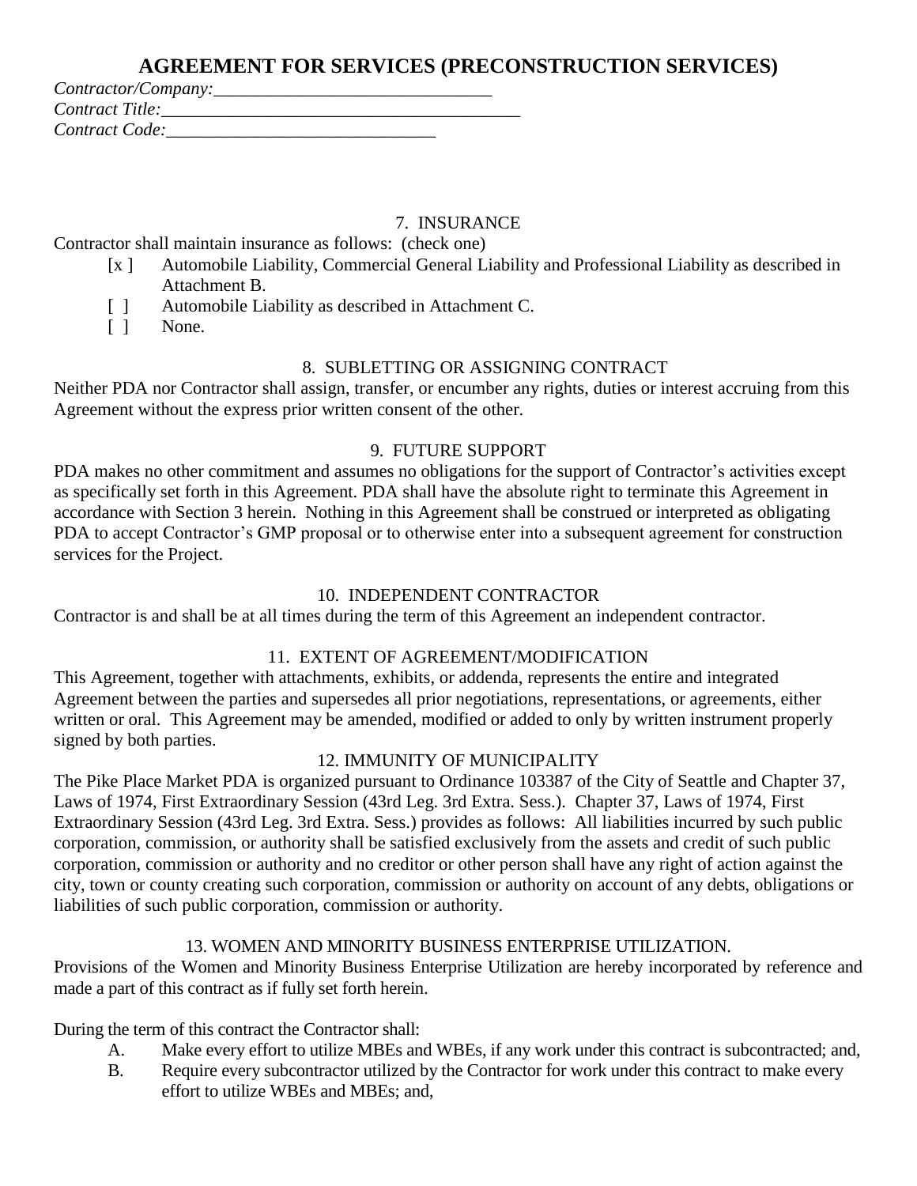# AGREEMENT FOR SERVICES (PRECONSTRUCTION SERVICES)

*Contractor/Company:*_______________________________
*Contract Title:*________________________________________
*Contract Code:*_____________________________

### 7. INSURANCE

Contractor shall maintain insurance as follows: (check one)

- [x ] Automobile Liability, Commercial General Liability and Professional Liability as described in Attachment B.
- [ ] Automobile Liability as described in Attachment C.
- [ ] None.

### 8. SUBLETTING OR ASSIGNING CONTRACT

Neither PDA nor Contractor shall assign, transfer, or encumber any rights, duties or interest accruing from this Agreement without the express prior written consent of the other.

### 9. FUTURE SUPPORT

PDA makes no other commitment and assumes no obligations for the support of Contractor's activities except as specifically set forth in this Agreement. PDA shall have the absolute right to terminate this Agreement in accordance with Section 3 herein. Nothing in this Agreement shall be construed or interpreted as obligating PDA to accept Contractor's GMP proposal or to otherwise enter into a subsequent agreement for construction services for the Project.

### 10. INDEPENDENT CONTRACTOR

Contractor is and shall be at all times during the term of this Agreement an independent contractor.

### 11. EXTENT OF AGREEMENT/MODIFICATION

This Agreement, together with attachments, exhibits, or addenda, represents the entire and integrated Agreement between the parties and supersedes all prior negotiations, representations, or agreements, either written or oral. This Agreement may be amended, modified or added to only by written instrument properly signed by both parties.

### 12. IMMUNITY OF MUNICIPALITY

The Pike Place Market PDA is organized pursuant to Ordinance 103387 of the City of Seattle and Chapter 37, Laws of 1974, First Extraordinary Session (43rd Leg. 3rd Extra. Sess.). Chapter 37, Laws of 1974, First Extraordinary Session (43rd Leg. 3rd Extra. Sess.) provides as follows: All liabilities incurred by such public corporation, commission, or authority shall be satisfied exclusively from the assets and credit of such public corporation, commission or authority and no creditor or other person shall have any right of action against the city, town or county creating such corporation, commission or authority on account of any debts, obligations or liabilities of such public corporation, commission or authority.

### 13. WOMEN AND MINORITY BUSINESS ENTERPRISE UTILIZATION.

Provisions of the Women and Minority Business Enterprise Utilization are hereby incorporated by reference and made a part of this contract as if fully set forth herein.

During the term of this contract the Contractor shall:

A. Make every effort to utilize MBEs and WBEs, if any work under this contract is subcontracted; and,

B. Require every subcontractor utilized by the Contractor for work under this contract to make every effort to utilize WBEs and MBEs; and,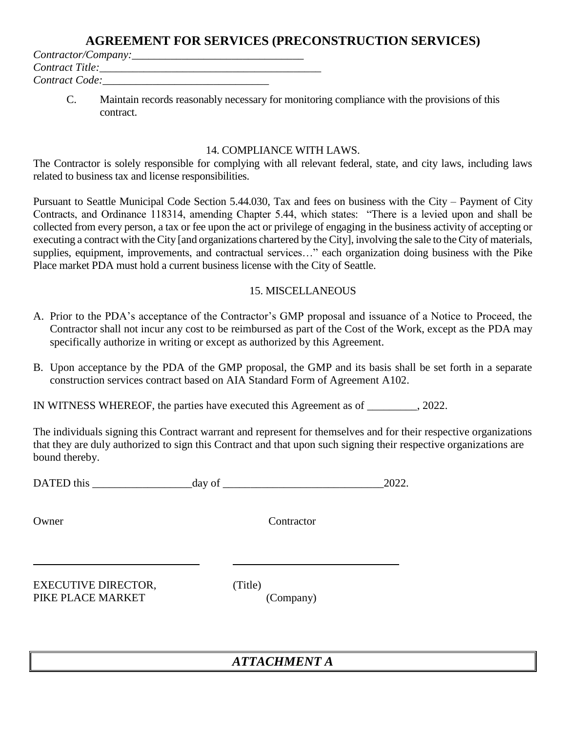# AGREEMENT FOR SERVICES (PRECONSTRUCTION SERVICES)

*Contractor/Company:*________________________________
*Contract Title:*________________________________________
*Contract Code:*_______________________________

C. Maintain records reasonably necessary for monitoring compliance with the provisions of this contract.

## 14. COMPLIANCE WITH LAWS.

The Contractor is solely responsible for complying with all relevant federal, state, and city laws, including laws related to business tax and license responsibilities.

Pursuant to Seattle Municipal Code Section 5.44.030, Tax and fees on business with the City – Payment of City Contracts, and Ordinance 118314, amending Chapter 5.44, which states: "There is a levied upon and shall be collected from every person, a tax or fee upon the act or privilege of engaging in the business activity of accepting or executing a contract with the City [and organizations chartered by the City], involving the sale to the City of materials, supplies, equipment, improvements, and contractual services…" each organization doing business with the Pike Place market PDA must hold a current business license with the City of Seattle.

## 15. MISCELLANEOUS

A. Prior to the PDA's acceptance of the Contractor's GMP proposal and issuance of a Notice to Proceed, the Contractor shall not incur any cost to be reimbursed as part of the Cost of the Work, except as the PDA may specifically authorize in writing or except as authorized by this Agreement.

B. Upon acceptance by the PDA of the GMP proposal, the GMP and its basis shall be set forth in a separate construction services contract based on AIA Standard Form of Agreement A102.

IN WITNESS WHEREOF, the parties have executed this Agreement as of _________, 2022.

The individuals signing this Contract warrant and represent for themselves and for their respective organizations that they are duly authorized to sign this Contract and that upon such signing their respective organizations are bound thereby.

DATED this __________________day of _____________________________2022.

| Owner | Contractor |
|---|---|
| ______________________________ | ______________________________ |
| EXECUTIVE DIRECTOR, PIKE PLACE MARKET | (Title) (Company) |

## *ATTACHMENT A*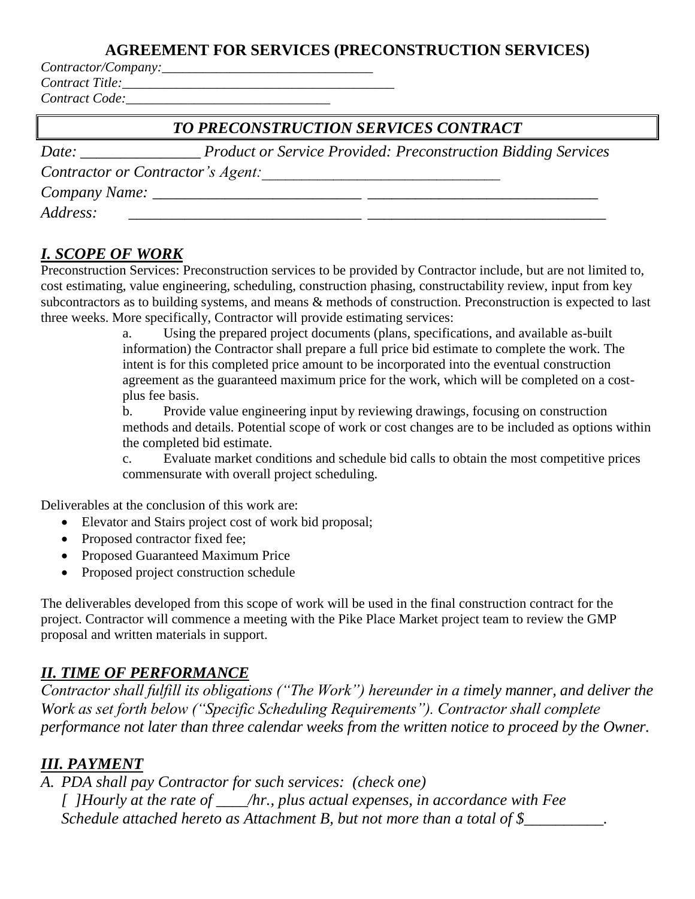## AGREEMENT FOR SERVICES (PRECONSTRUCTION SERVICES)

*Contractor/Company:*________________________________
*Contract Title:*________________________________________
*Contract Code:*______________________________

### *TO PRECONSTRUCTION SERVICES CONTRACT*

*Date:* _______________ *Product or Service Provided: Preconstruction Bidding Services*

*Contractor or Contractor's Agent:*_______________________________

*Company Name:* ___________________________ _____________________________

*Address:* ______________________________ _______________________________

## *I. SCOPE OF WORK*

Preconstruction Services: Preconstruction services to be provided by Contractor include, but are not limited to, cost estimating, value engineering, scheduling, construction phasing, constructability review, input from key subcontractors as to building systems, and means & methods of construction. Preconstruction is expected to last three weeks. More specifically, Contractor will provide estimating services:

a. Using the prepared project documents (plans, specifications, and available as-built information) the Contractor shall prepare a full price bid estimate to complete the work. The intent is for this completed price amount to be incorporated into the eventual construction agreement as the guaranteed maximum price for the work, which will be completed on a cost-plus fee basis.

b. Provide value engineering input by reviewing drawings, focusing on construction methods and details. Potential scope of work or cost changes are to be included as options within the completed bid estimate.

c. Evaluate market conditions and schedule bid calls to obtain the most competitive prices commensurate with overall project scheduling.

Deliverables at the conclusion of this work are:

- Elevator and Stairs project cost of work bid proposal;
- Proposed contractor fixed fee;
- Proposed Guaranteed Maximum Price
- Proposed project construction schedule

The deliverables developed from this scope of work will be used in the final construction contract for the project. Contractor will commence a meeting with the Pike Place Market project team to review the GMP proposal and written materials in support.

## *II. TIME OF PERFORMANCE*

*Contractor shall fulfill its obligations ("The Work") hereunder in a timely manner, and deliver the Work as set forth below ("Specific Scheduling Requirements"). Contractor shall complete performance not later than three calendar weeks from the written notice to proceed by the Owner.*

## *III. PAYMENT*

*A. PDA shall pay Contractor for such services: (check one)*
*[ ]Hourly at the rate of ____/hr., plus actual expenses, in accordance with Fee Schedule attached hereto as Attachment B, but not more than a total of $__________.*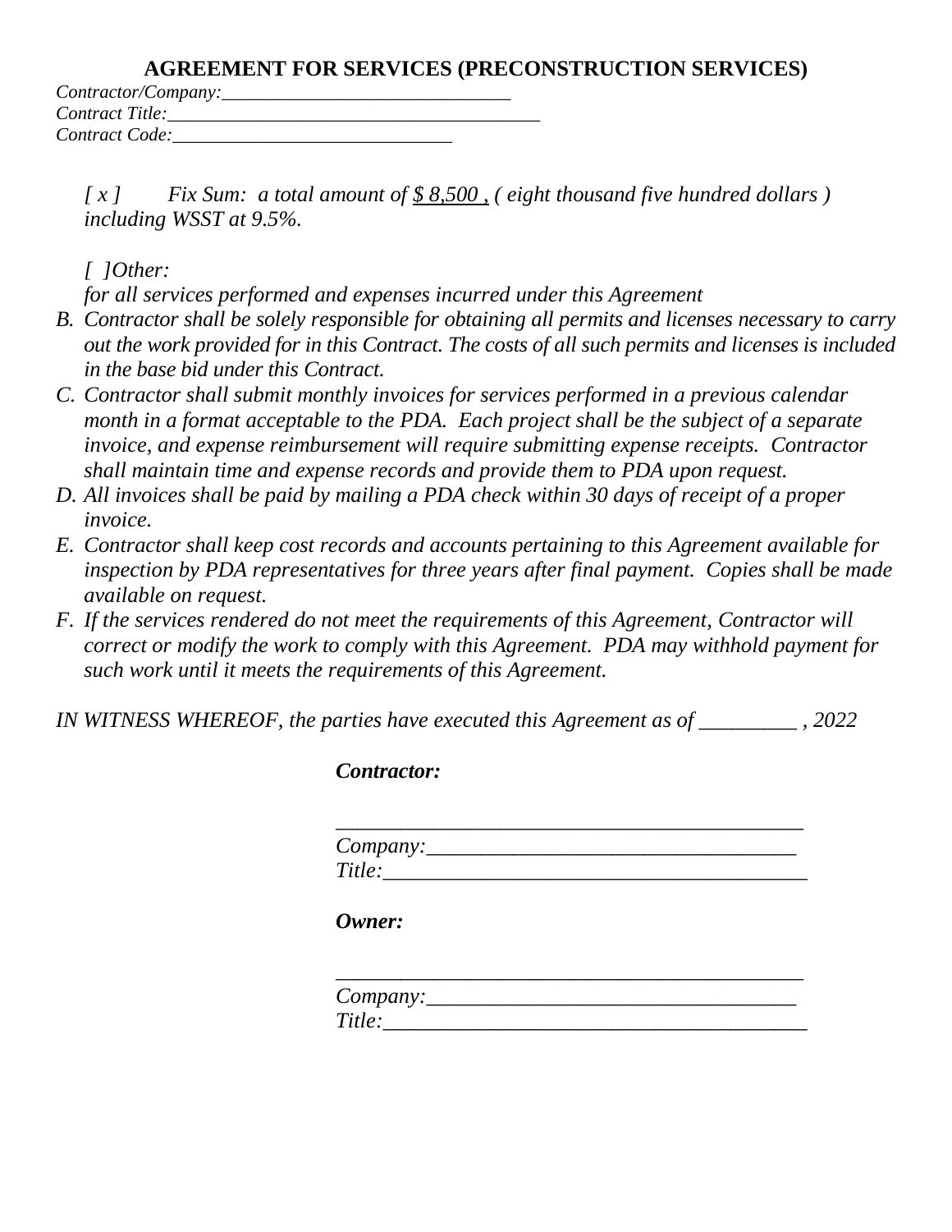**AGREEMENT FOR SERVICES (PRECONSTRUCTION SERVICES)**

*Contractor/Company:______________________________*
*Contract Title:_____________________________________*
*Contract Code:_____________________________*

*[ x ]     Fix Sum:  a total amount of $ 8,500 , ( eight thousand five hundred dollars ) including WSST at 9.5%.*

*[  ]Other:*
*for all services performed and expenses incurred under this Agreement*

*B. Contractor shall be solely responsible for obtaining all permits and licenses necessary to carry out the work provided for in this Contract. The costs of all such permits and licenses is included in the base bid under this Contract.*
*C. Contractor shall submit monthly invoices for services performed in a previous calendar month in a format acceptable to the PDA.  Each project shall be the subject of a separate invoice, and expense reimbursement will require submitting expense receipts.  Contractor shall maintain time and expense records and provide them to PDA upon request.*
*D. All invoices shall be paid by mailing a PDA check within 30 days of receipt of a proper invoice.*
*E. Contractor shall keep cost records and accounts pertaining to this Agreement available for inspection by PDA representatives for three years after final payment.  Copies shall be made available on request.*
*F. If the services rendered do not meet the requirements of this Agreement, Contractor will correct or modify the work to comply with this Agreement.  PDA may withhold payment for such work until it meets the requirements of this Agreement.*

*IN WITNESS WHEREOF, the parties have executed this Agreement as of _________ , 2022*

***Contractor:***

*____________________________________________*
*Company:__________________________________*
*Title:_______________________________________*

***Owner:***

*____________________________________________*
*Company:__________________________________*
*Title:_______________________________________*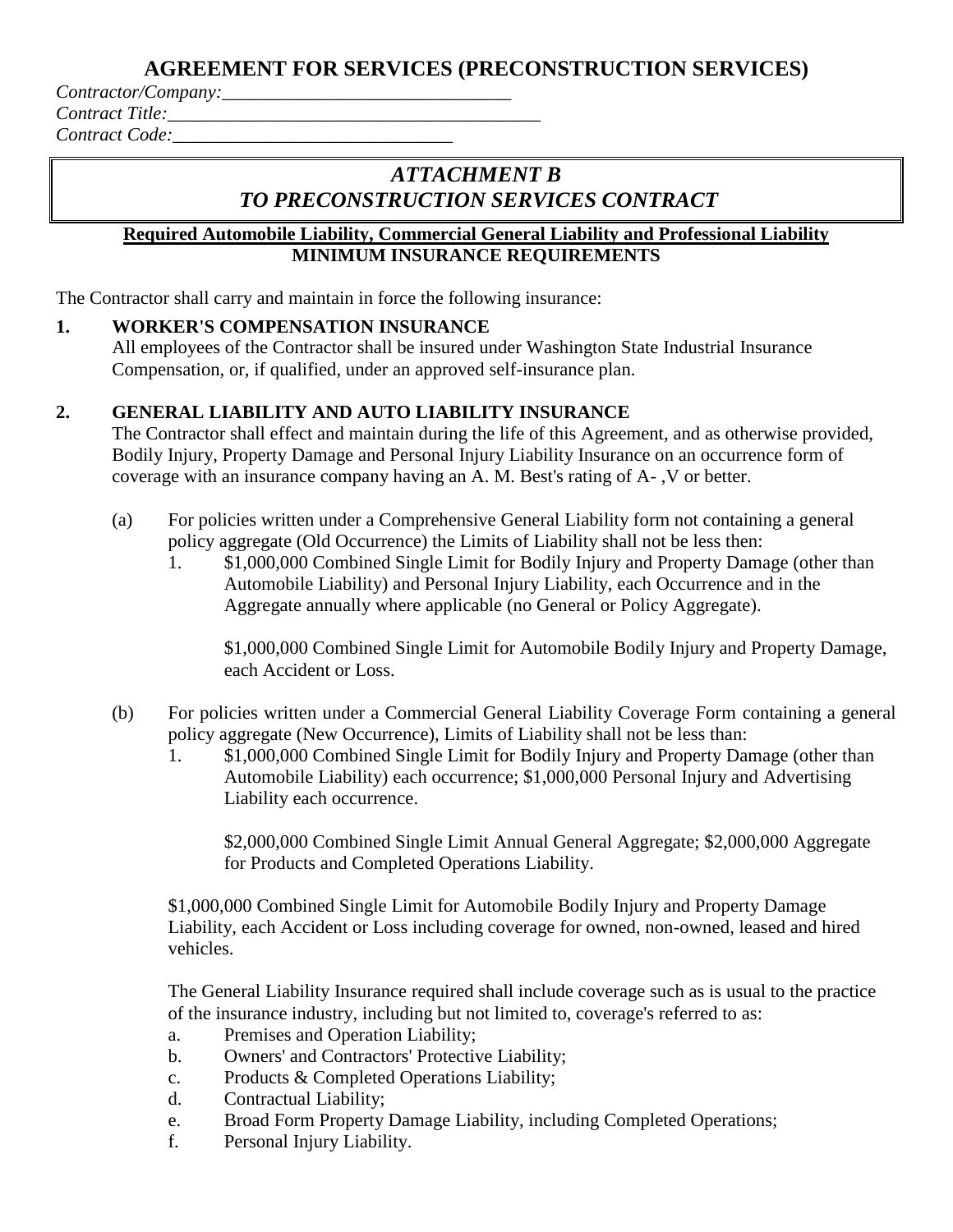# AGREEMENT FOR SERVICES (PRECONSTRUCTION SERVICES)

*Contractor/Company:*\_\_\_\_\_\_\_\_\_\_\_\_\_\_\_\_\_\_\_\_\_\_\_\_\_\_\_\_\_\_
*Contract Title:*\_\_\_\_\_\_\_\_\_\_\_\_\_\_\_\_\_\_\_\_\_\_\_\_\_\_\_\_\_\_\_\_\_\_\_\_\_\_\_\_
*Contract Code:*\_\_\_\_\_\_\_\_\_\_\_\_\_\_\_\_\_\_\_\_\_\_\_\_\_\_\_\_\_\_

## *ATTACHMENT B*
## *TO PRECONSTRUCTION SERVICES CONTRACT*

**Required Automobile Liability, Commercial General Liability and Professional Liability**
**MINIMUM INSURANCE REQUIREMENTS**

The Contractor shall carry and maintain in force the following insurance:

**1. WORKER'S COMPENSATION INSURANCE**

All employees of the Contractor shall be insured under Washington State Industrial Insurance Compensation, or, if qualified, under an approved self-insurance plan.

**2. GENERAL LIABILITY AND AUTO LIABILITY INSURANCE**

The Contractor shall effect and maintain during the life of this Agreement, and as otherwise provided, Bodily Injury, Property Damage and Personal Injury Liability Insurance on an occurrence form of coverage with an insurance company having an A. M. Best's rating of A- ,V or better.

(a) For policies written under a Comprehensive General Liability form not containing a general policy aggregate (Old Occurrence) the Limits of Liability shall not be less then:

1. $1,000,000 Combined Single Limit for Bodily Injury and Property Damage (other than Automobile Liability) and Personal Injury Liability, each Occurrence and in the Aggregate annually where applicable (no General or Policy Aggregate).

   $1,000,000 Combined Single Limit for Automobile Bodily Injury and Property Damage, each Accident or Loss.

(b) For policies written under a Commercial General Liability Coverage Form containing a general policy aggregate (New Occurrence), Limits of Liability shall not be less than:

1. $1,000,000 Combined Single Limit for Bodily Injury and Property Damage (other than Automobile Liability) each occurrence; $1,000,000 Personal Injury and Advertising Liability each occurrence.

   $2,000,000 Combined Single Limit Annual General Aggregate; $2,000,000 Aggregate for Products and Completed Operations Liability.

$1,000,000 Combined Single Limit for Automobile Bodily Injury and Property Damage Liability, each Accident or Loss including coverage for owned, non-owned, leased and hired vehicles.

The General Liability Insurance required shall include coverage such as is usual to the practice of the insurance industry, including but not limited to, coverage's referred to as:

a. Premises and Operation Liability;
b. Owners' and Contractors' Protective Liability;
c. Products & Completed Operations Liability;
d. Contractual Liability;
e. Broad Form Property Damage Liability, including Completed Operations;
f. Personal Injury Liability.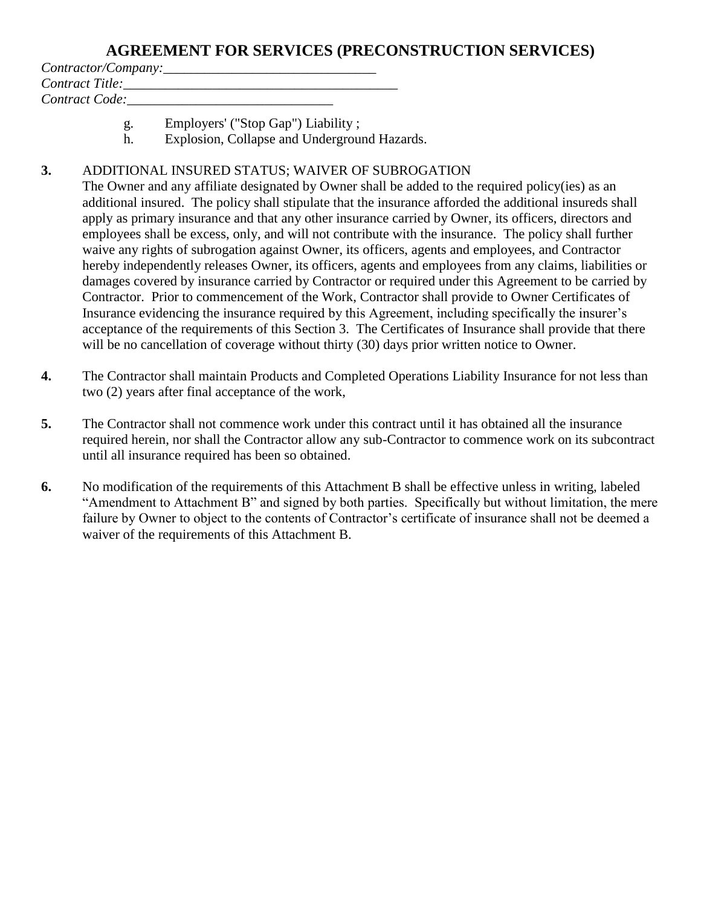g. Employers' ("Stop Gap") Liability ;
h. Explosion, Collapse and Underground Hazards.

**3.** ADDITIONAL INSURED STATUS; WAIVER OF SUBROGATION
The Owner and any affiliate designated by Owner shall be added to the required policy(ies) as an additional insured. The policy shall stipulate that the insurance afforded the additional insureds shall apply as primary insurance and that any other insurance carried by Owner, its officers, directors and employees shall be excess, only, and will not contribute with the insurance. The policy shall further waive any rights of subrogation against Owner, its officers, agents and employees, and Contractor hereby independently releases Owner, its officers, agents and employees from any claims, liabilities or damages covered by insurance carried by Contractor or required under this Agreement to be carried by Contractor. Prior to commencement of the Work, Contractor shall provide to Owner Certificates of Insurance evidencing the insurance required by this Agreement, including specifically the insurer's acceptance of the requirements of this Section 3. The Certificates of Insurance shall provide that there will be no cancellation of coverage without thirty (30) days prior written notice to Owner.

**4.** The Contractor shall maintain Products and Completed Operations Liability Insurance for not less than two (2) years after final acceptance of the work,

**5.** The Contractor shall not commence work under this contract until it has obtained all the insurance required herein, nor shall the Contractor allow any sub-Contractor to commence work on its subcontract until all insurance required has been so obtained.

**6.** No modification of the requirements of this Attachment B shall be effective unless in writing, labeled "Amendment to Attachment B" and signed by both parties. Specifically but without limitation, the mere failure by Owner to object to the contents of Contractor's certificate of insurance shall not be deemed a waiver of the requirements of this Attachment B.